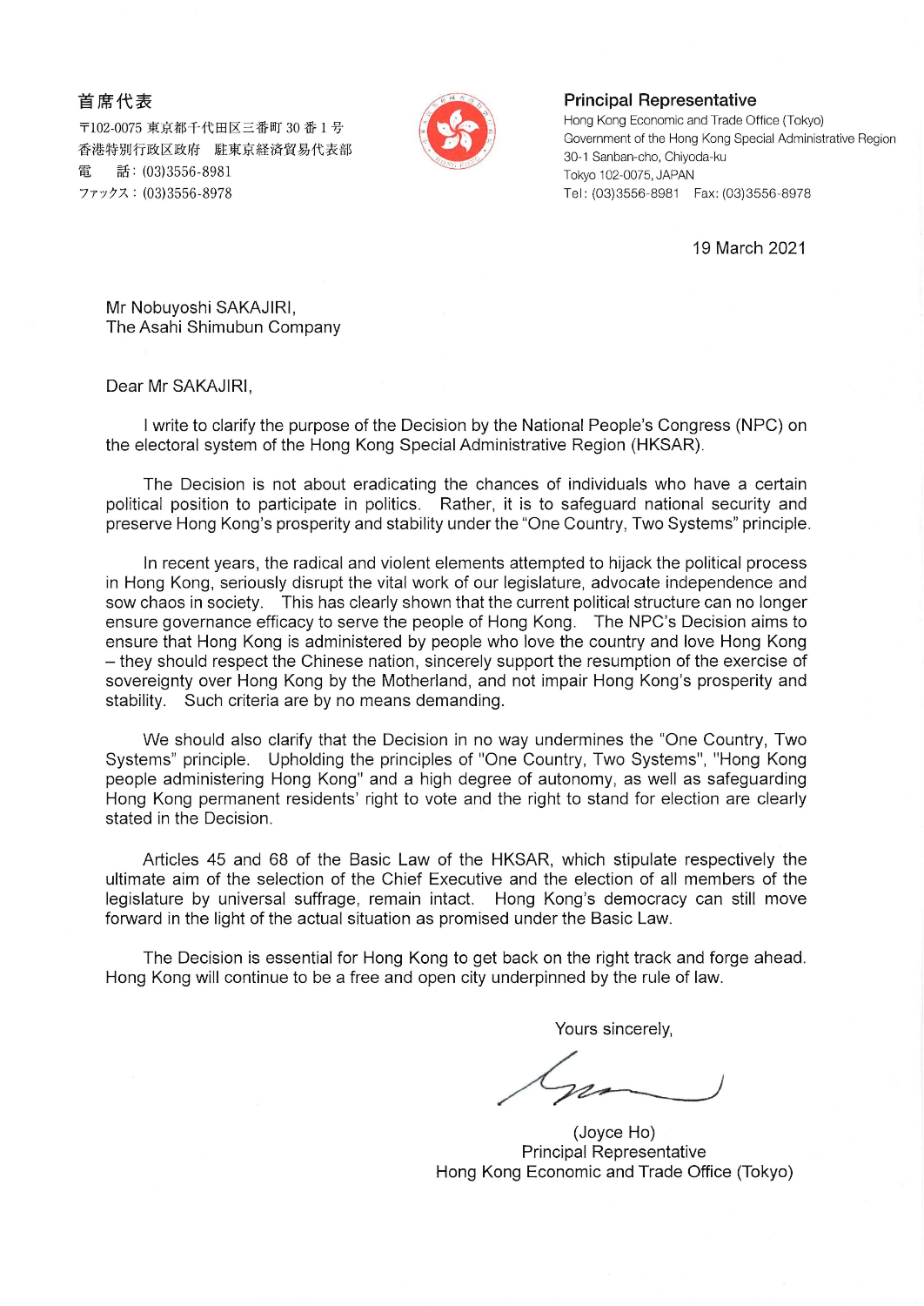**首席代表**

〒102-0075 東京都千代田区三番町 30 番 1 号
香港特別行政区政府　駐東京経済貿易代表部
電　話：(03)3556-8981
ファックス：(03)3556-8978

**Principal Representative**

Hong Kong Economic and Trade Office (Tokyo)
Government of the Hong Kong Special Administrative Region
30-1 Sanban-cho, Chiyoda-ku
Tokyo 102-0075, JAPAN
Tel: (03)3556-8981　Fax: (03)3556-8978

19 March 2021

Mr Nobuyoshi SAKAJIRI,
The Asahi Shimubun Company

Dear Mr SAKAJIRI,

I write to clarify the purpose of the Decision by the National People's Congress (NPC) on the electoral system of the Hong Kong Special Administrative Region (HKSAR).

The Decision is not about eradicating the chances of individuals who have a certain political position to participate in politics. Rather, it is to safeguard national security and preserve Hong Kong's prosperity and stability under the "One Country, Two Systems" principle.

In recent years, the radical and violent elements attempted to hijack the political process in Hong Kong, seriously disrupt the vital work of our legislature, advocate independence and sow chaos in society. This has clearly shown that the current political structure can no longer ensure governance efficacy to serve the people of Hong Kong. The NPC's Decision aims to ensure that Hong Kong is administered by people who love the country and love Hong Kong – they should respect the Chinese nation, sincerely support the resumption of the exercise of sovereignty over Hong Kong by the Motherland, and not impair Hong Kong's prosperity and stability. Such criteria are by no means demanding.

We should also clarify that the Decision in no way undermines the "One Country, Two Systems" principle. Upholding the principles of "One Country, Two Systems", "Hong Kong people administering Hong Kong" and a high degree of autonomy, as well as safeguarding Hong Kong permanent residents' right to vote and the right to stand for election are clearly stated in the Decision.

Articles 45 and 68 of the Basic Law of the HKSAR, which stipulate respectively the ultimate aim of the selection of the Chief Executive and the election of all members of the legislature by universal suffrage, remain intact. Hong Kong's democracy can still move forward in the light of the actual situation as promised under the Basic Law.

The Decision is essential for Hong Kong to get back on the right track and forge ahead. Hong Kong will continue to be a free and open city underpinned by the rule of law.

Yours sincerely,

(Joyce Ho)
Principal Representative
Hong Kong Economic and Trade Office (Tokyo)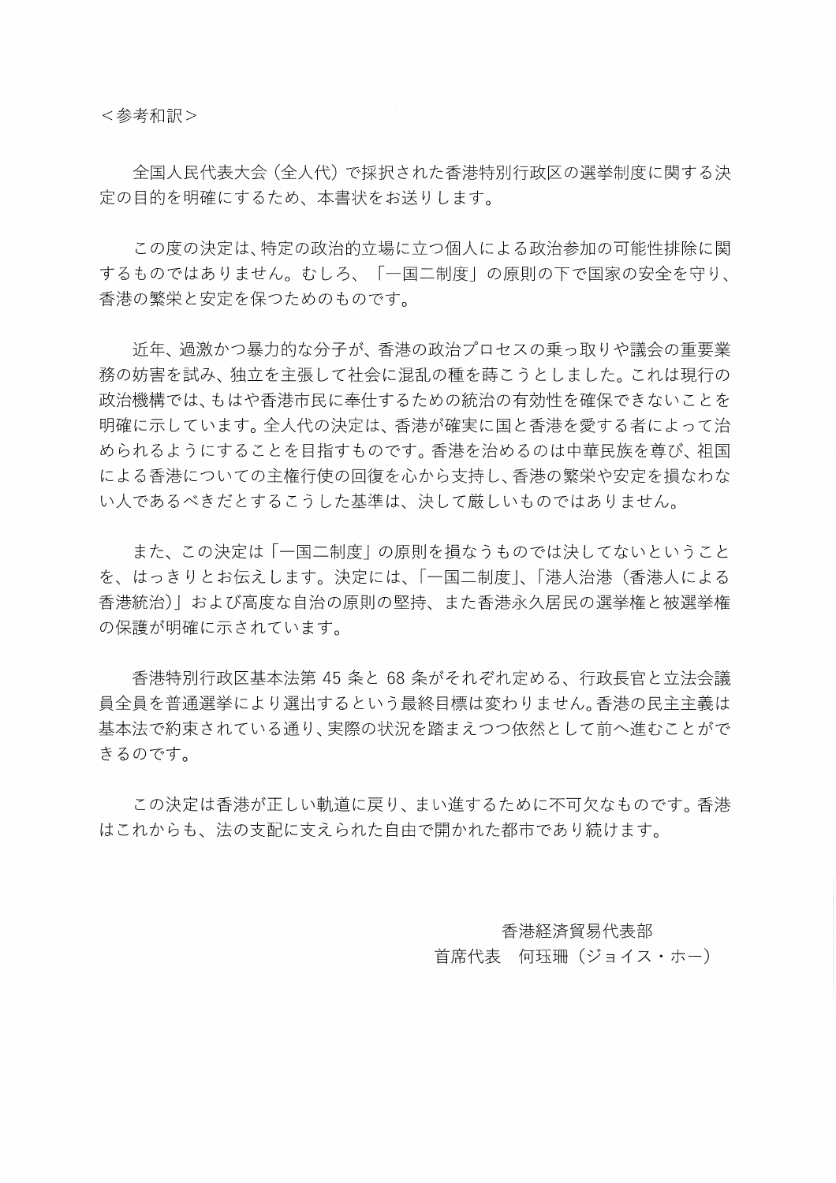＜参考和訳＞

全国人民代表大会（全人代）で採択された香港特別行政区の選挙制度に関する決定の目的を明確にするため、本書状をお送りします。

この度の決定は、特定の政治的立場に立つ個人による政治参加の可能性排除に関するものではありません。むしろ、「一国二制度」の原則の下で国家の安全を守り、香港の繁栄と安定を保つためのものです。

近年、過激かつ暴力的な分子が、香港の政治プロセスの乗っ取りや議会の重要業務の妨害を試み、独立を主張して社会に混乱の種を蒔こうとしました。これは現行の政治機構では、もはや香港市民に奉仕するための統治の有効性を確保できないことを明確に示しています。全人代の決定は、香港が確実に国と香港を愛する者によって治められるようにすることを目指すものです。香港を治めるのは中華民族を尊び、祖国による香港についての主権行使の回復を心から支持し、香港の繁栄や安定を損なわない人であるべきだとするこうした基準は、決して厳しいものではありません。

また、この決定は「一国二制度」の原則を損なうものでは決してないということを、はっきりとお伝えします。決定には、「一国二制度」、「港人治港（香港人による香港統治）」および高度な自治の原則の堅持、また香港永久居民の選挙権と被選挙権の保護が明確に示されています。

香港特別行政区基本法第 45 条と 68 条がそれぞれ定める、行政長官と立法会議員全員を普通選挙により選出するという最終目標は変わりません。香港の民主主義は基本法で約束されている通り、実際の状況を踏まえつつ依然として前へ進むことができるのです。

この決定は香港が正しい軌道に戻り、まい進するために不可欠なものです。香港はこれからも、法の支配に支えられた自由で開かれた都市であり続けます。

香港経済貿易代表部
首席代表　何珏珊（ジョイス・ホー）